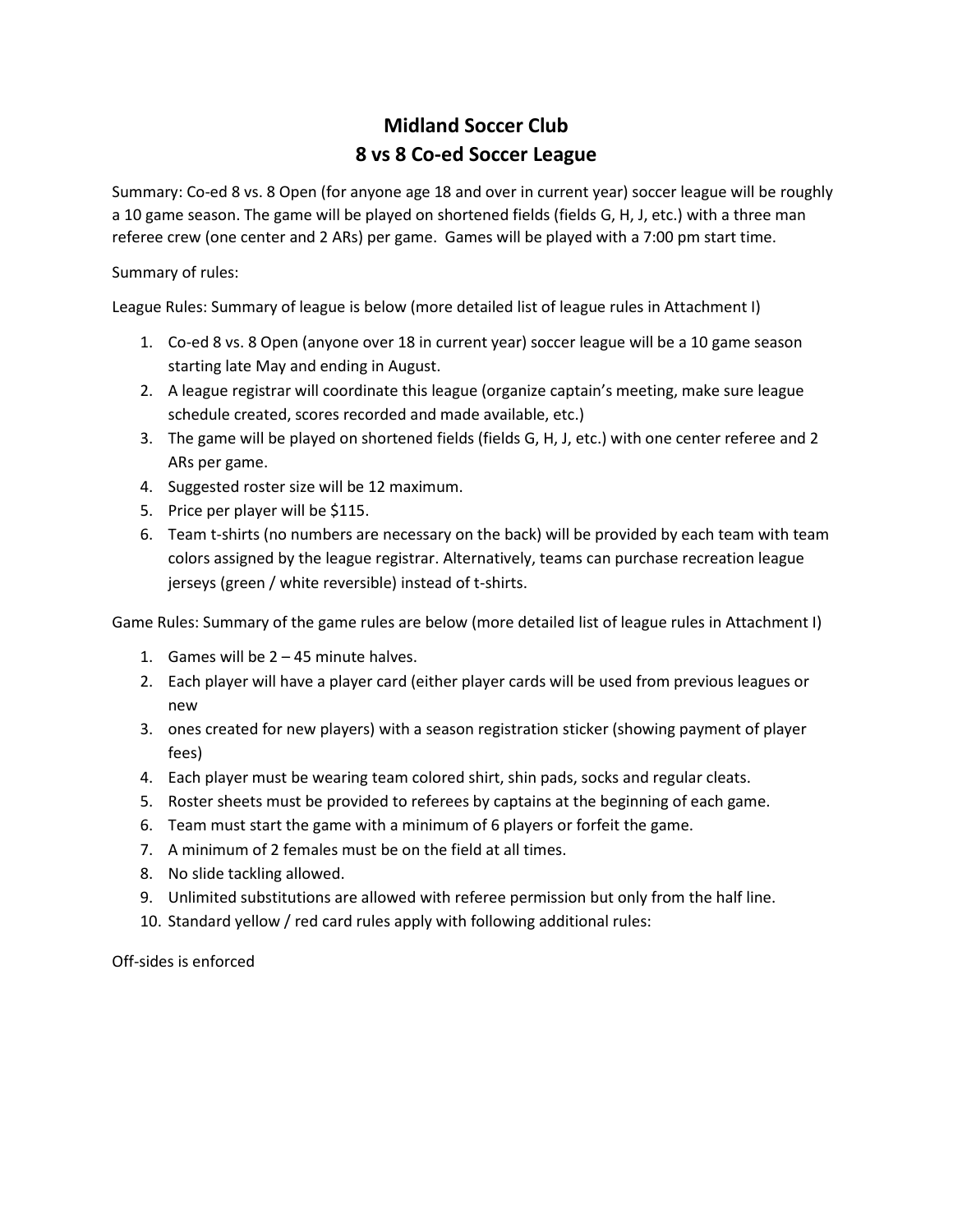# Midland Soccer Club
# 8 vs 8 Co-ed Soccer League

Summary: Co-ed 8 vs. 8 Open (for anyone age 18 and over in current year) soccer league will be roughly a 10 game season. The game will be played on shortened fields (fields G, H, J, etc.) with a three man referee crew (one center and 2 ARs) per game. Games will be played with a 7:00 pm start time.

Summary of rules:

League Rules: Summary of league is below (more detailed list of league rules in Attachment I)

1. Co-ed 8 vs. 8 Open (anyone over 18 in current year) soccer league will be a 10 game season starting late May and ending in August.
2. A league registrar will coordinate this league (organize captain's meeting, make sure league schedule created, scores recorded and made available, etc.)
3. The game will be played on shortened fields (fields G, H, J, etc.) with one center referee and 2 ARs per game.
4. Suggested roster size will be 12 maximum.
5. Price per player will be $115.
6. Team t-shirts (no numbers are necessary on the back) will be provided by each team with team colors assigned by the league registrar. Alternatively, teams can purchase recreation league jerseys (green / white reversible) instead of t-shirts.

Game Rules: Summary of the game rules are below (more detailed list of league rules in Attachment I)

1. Games will be 2 – 45 minute halves.
2. Each player will have a player card (either player cards will be used from previous leagues or new
3. ones created for new players) with a season registration sticker (showing payment of player fees)
4. Each player must be wearing team colored shirt, shin pads, socks and regular cleats.
5. Roster sheets must be provided to referees by captains at the beginning of each game.
6. Team must start the game with a minimum of 6 players or forfeit the game.
7. A minimum of 2 females must be on the field at all times.
8. No slide tackling allowed.
9. Unlimited substitutions are allowed with referee permission but only from the half line.
10. Standard yellow / red card rules apply with following additional rules:

Off-sides is enforced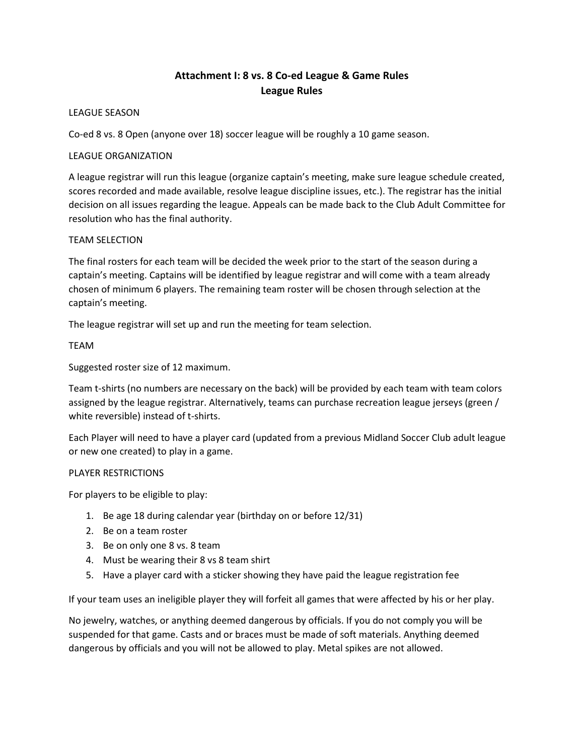# Attachment I: 8 vs. 8 Co-ed League & Game Rules
## League Rules

LEAGUE SEASON

Co-ed 8 vs. 8 Open (anyone over 18) soccer league will be roughly a 10 game season.

LEAGUE ORGANIZATION

A league registrar will run this league (organize captain's meeting, make sure league schedule created, scores recorded and made available, resolve league discipline issues, etc.). The registrar has the initial decision on all issues regarding the league. Appeals can be made back to the Club Adult Committee for resolution who has the final authority.

TEAM SELECTION

The final rosters for each team will be decided the week prior to the start of the season during a captain's meeting. Captains will be identified by league registrar and will come with a team already chosen of minimum 6 players. The remaining team roster will be chosen through selection at the captain's meeting.

The league registrar will set up and run the meeting for team selection.

TEAM

Suggested roster size of 12 maximum.

Team t-shirts (no numbers are necessary on the back) will be provided by each team with team colors assigned by the league registrar. Alternatively, teams can purchase recreation league jerseys (green / white reversible) instead of t-shirts.

Each Player will need to have a player card (updated from a previous Midland Soccer Club adult league or new one created) to play in a game.

PLAYER RESTRICTIONS

For players to be eligible to play:

1. Be age 18 during calendar year (birthday on or before 12/31)
2. Be on a team roster
3. Be on only one 8 vs. 8 team
4. Must be wearing their 8 vs 8 team shirt
5. Have a player card with a sticker showing they have paid the league registration fee

If your team uses an ineligible player they will forfeit all games that were affected by his or her play.

No jewelry, watches, or anything deemed dangerous by officials. If you do not comply you will be suspended for that game. Casts and or braces must be made of soft materials. Anything deemed dangerous by officials and you will not be allowed to play. Metal spikes are not allowed.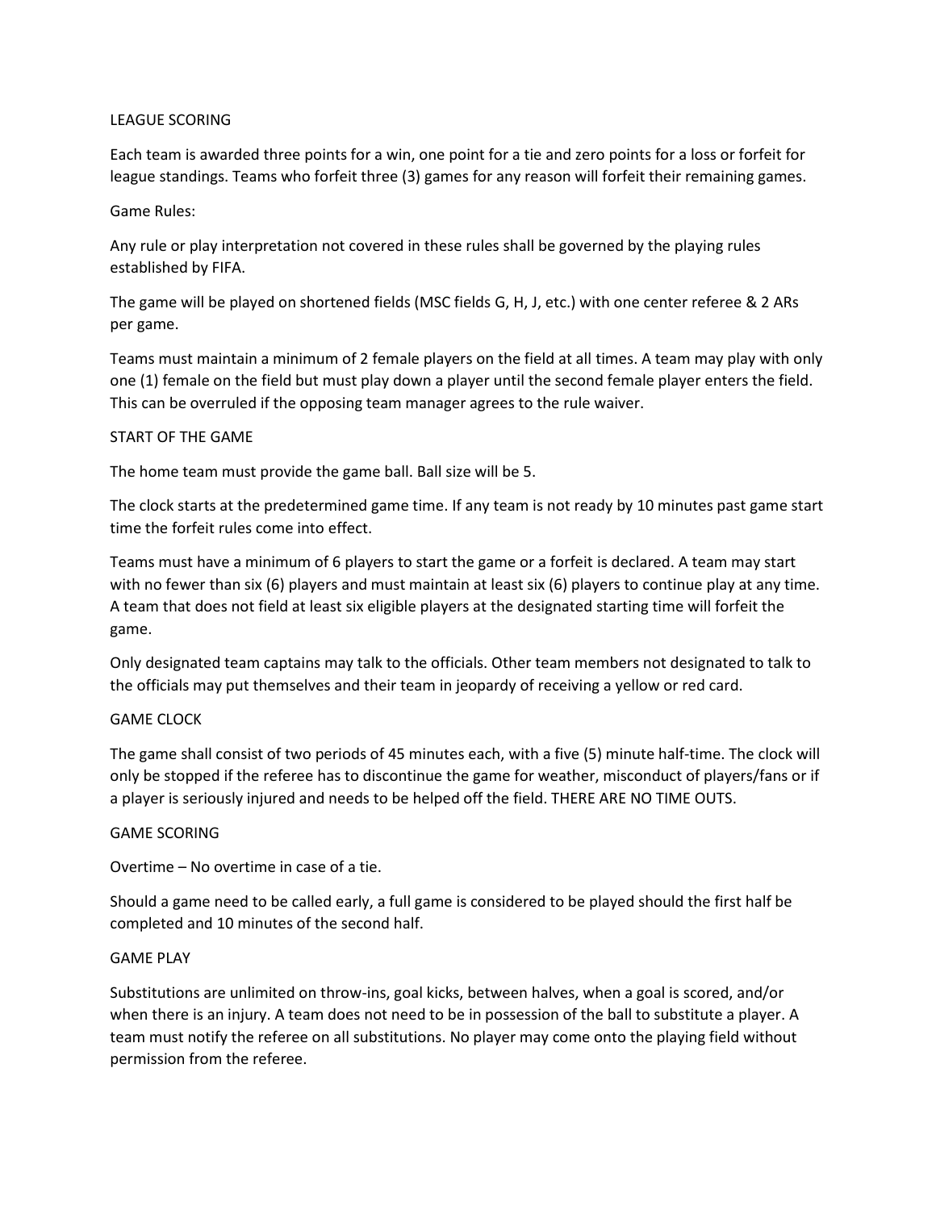## LEAGUE SCORING

Each team is awarded three points for a win, one point for a tie and zero points for a loss or forfeit for league standings. Teams who forfeit three (3) games for any reason will forfeit their remaining games.

## Game Rules:

Any rule or play interpretation not covered in these rules shall be governed by the playing rules established by FIFA.

The game will be played on shortened fields (MSC fields G, H, J, etc.) with one center referee & 2 ARs per game.

Teams must maintain a minimum of 2 female players on the field at all times. A team may play with only one (1) female on the field but must play down a player until the second female player enters the field. This can be overruled if the opposing team manager agrees to the rule waiver.

## START OF THE GAME

The home team must provide the game ball. Ball size will be 5.

The clock starts at the predetermined game time. If any team is not ready by 10 minutes past game start time the forfeit rules come into effect.

Teams must have a minimum of 6 players to start the game or a forfeit is declared. A team may start with no fewer than six (6) players and must maintain at least six (6) players to continue play at any time. A team that does not field at least six eligible players at the designated starting time will forfeit the game.

Only designated team captains may talk to the officials. Other team members not designated to talk to the officials may put themselves and their team in jeopardy of receiving a yellow or red card.

## GAME CLOCK

The game shall consist of two periods of 45 minutes each, with a five (5) minute half-time. The clock will only be stopped if the referee has to discontinue the game for weather, misconduct of players/fans or if a player is seriously injured and needs to be helped off the field. THERE ARE NO TIME OUTS.

## GAME SCORING

Overtime – No overtime in case of a tie.

Should a game need to be called early, a full game is considered to be played should the first half be completed and 10 minutes of the second half.

## GAME PLAY

Substitutions are unlimited on throw-ins, goal kicks, between halves, when a goal is scored, and/or when there is an injury. A team does not need to be in possession of the ball to substitute a player. A team must notify the referee on all substitutions. No player may come onto the playing field without permission from the referee.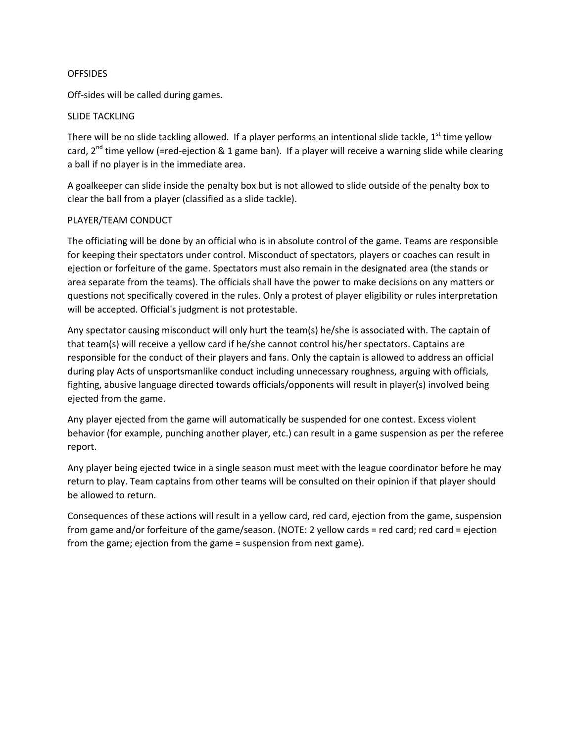## OFFSIDES

Off-sides will be called during games.

## SLIDE TACKLING

There will be no slide tackling allowed. If a player performs an intentional slide tackle, 1st time yellow card, 2nd time yellow (=red-ejection & 1 game ban). If a player will receive a warning slide while clearing a ball if no player is in the immediate area.

A goalkeeper can slide inside the penalty box but is not allowed to slide outside of the penalty box to clear the ball from a player (classified as a slide tackle).

## PLAYER/TEAM CONDUCT

The officiating will be done by an official who is in absolute control of the game. Teams are responsible for keeping their spectators under control. Misconduct of spectators, players or coaches can result in ejection or forfeiture of the game. Spectators must also remain in the designated area (the stands or area separate from the teams). The officials shall have the power to make decisions on any matters or questions not specifically covered in the rules. Only a protest of player eligibility or rules interpretation will be accepted. Official's judgment is not protestable.

Any spectator causing misconduct will only hurt the team(s) he/she is associated with. The captain of that team(s) will receive a yellow card if he/she cannot control his/her spectators. Captains are responsible for the conduct of their players and fans. Only the captain is allowed to address an official during play Acts of unsportsmanlike conduct including unnecessary roughness, arguing with officials, fighting, abusive language directed towards officials/opponents will result in player(s) involved being ejected from the game.

Any player ejected from the game will automatically be suspended for one contest. Excess violent behavior (for example, punching another player, etc.) can result in a game suspension as per the referee report.

Any player being ejected twice in a single season must meet with the league coordinator before he may return to play. Team captains from other teams will be consulted on their opinion if that player should be allowed to return.

Consequences of these actions will result in a yellow card, red card, ejection from the game, suspension from game and/or forfeiture of the game/season. (NOTE: 2 yellow cards = red card; red card = ejection from the game; ejection from the game = suspension from next game).